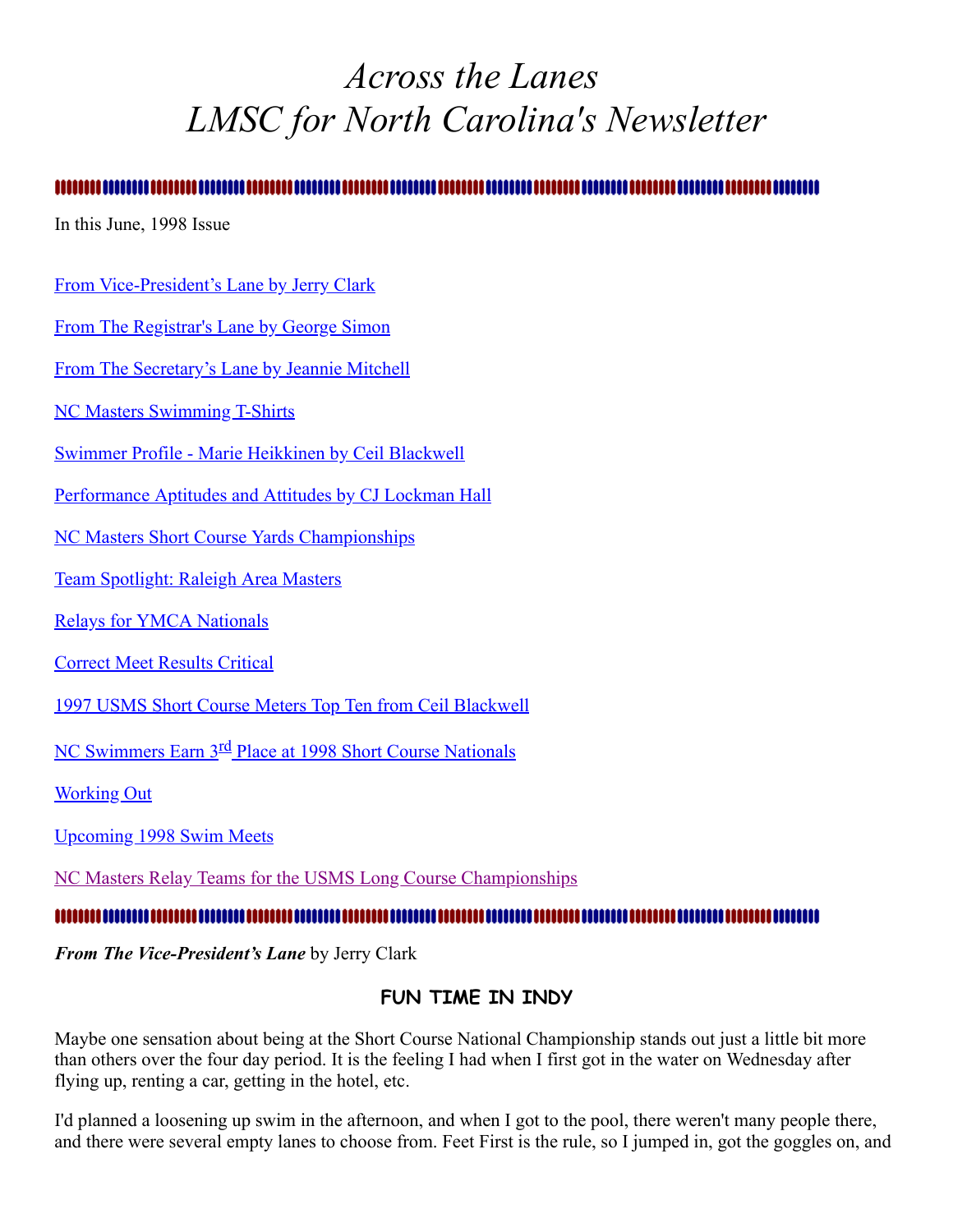# *Across the Lanes*
# *LMSC for North Carolina's Newsletter*

In this June, 1998 Issue

From Vice-President's Lane by Jerry Clark

From The Registrar's Lane by George Simon

From The Secretary's Lane by Jeannie Mitchell

NC Masters Swimming T-Shirts

Swimmer Profile - Marie Heikkinen by Ceil Blackwell

Performance Aptitudes and Attitudes by CJ Lockman Hall

NC Masters Short Course Yards Championships

Team Spotlight: Raleigh Area Masters

Relays for YMCA Nationals

Correct Meet Results Critical

1997 USMS Short Course Meters Top Ten from Ceil Blackwell

NC Swimmers Earn 3rd Place at 1998 Short Course Nationals

Working Out

Upcoming 1998 Swim Meets

NC Masters Relay Teams for the USMS Long Course Championships

***From The Vice-President's Lane*** by Jerry Clark

## FUN TIME IN INDY

Maybe one sensation about being at the Short Course National Championship stands out just a little bit more than others over the four day period. It is the feeling I had when I first got in the water on Wednesday after flying up, renting a car, getting in the hotel, etc.

I'd planned a loosening up swim in the afternoon, and when I got to the pool, there weren't many people there, and there were several empty lanes to choose from. Feet First is the rule, so I jumped in, got the goggles on, and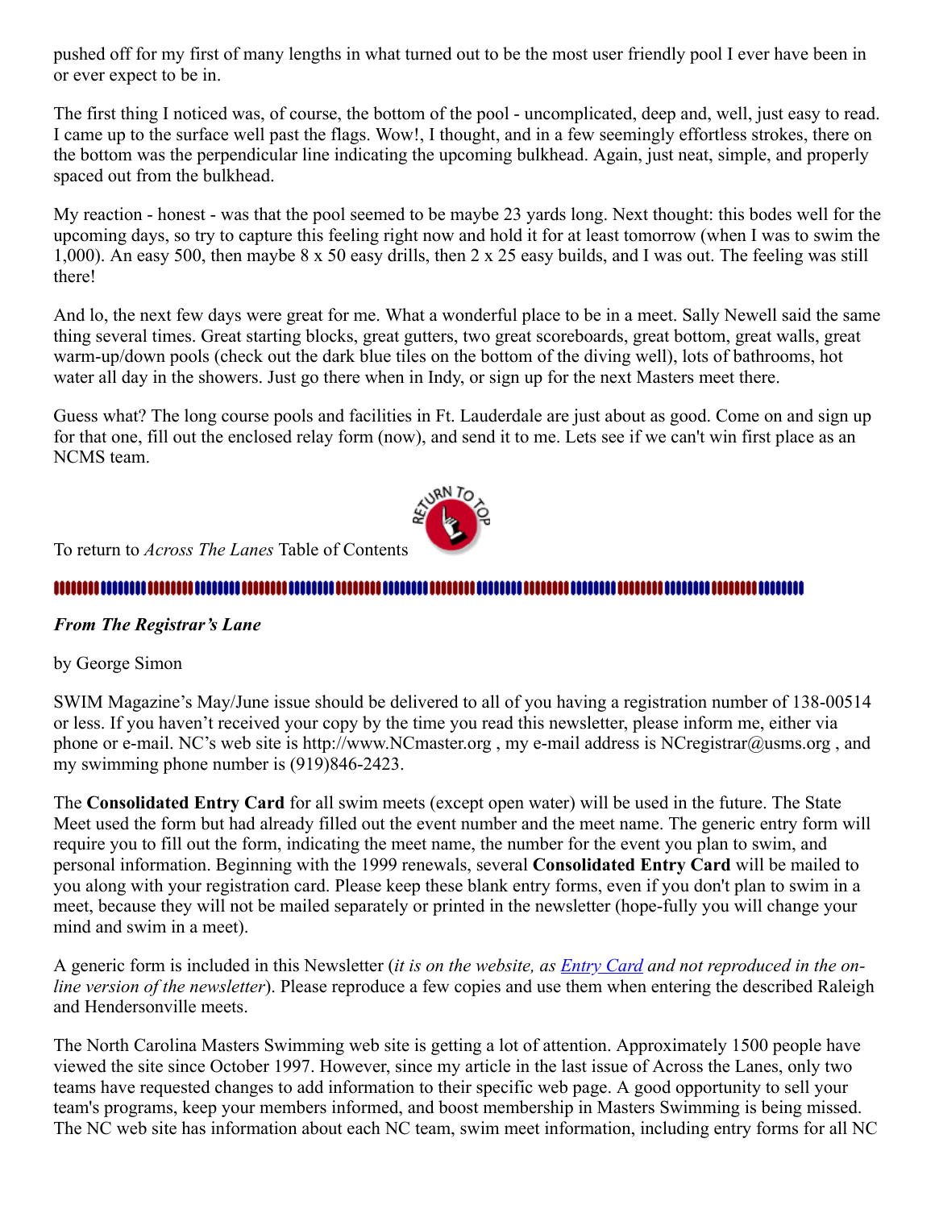pushed off for my first of many lengths in what turned out to be the most user friendly pool I ever have been in or ever expect to be in.

The first thing I noticed was, of course, the bottom of the pool - uncomplicated, deep and, well, just easy to read. I came up to the surface well past the flags. Wow!, I thought, and in a few seemingly effortless strokes, there on the bottom was the perpendicular line indicating the upcoming bulkhead. Again, just neat, simple, and properly spaced out from the bulkhead.

My reaction - honest - was that the pool seemed to be maybe 23 yards long. Next thought: this bodes well for the upcoming days, so try to capture this feeling right now and hold it for at least tomorrow (when I was to swim the 1,000). An easy 500, then maybe 8 x 50 easy drills, then 2 x 25 easy builds, and I was out. The feeling was still there!

And lo, the next few days were great for me. What a wonderful place to be in a meet. Sally Newell said the same thing several times. Great starting blocks, great gutters, two great scoreboards, great bottom, great walls, great warm-up/down pools (check out the dark blue tiles on the bottom of the diving well), lots of bathrooms, hot water all day in the showers. Just go there when in Indy, or sign up for the next Masters meet there.

Guess what? The long course pools and facilities in Ft. Lauderdale are just about as good. Come on and sign up for that one, fill out the enclosed relay form (now), and send it to me. Lets see if we can't win first place as an NCMS team.

To return to *Across The Lanes* Table of Contents

### *From The Registrar's Lane*

by George Simon

SWIM Magazine's May/June issue should be delivered to all of you having a registration number of 138-00514 or less. If you haven't received your copy by the time you read this newsletter, please inform me, either via phone or e-mail. NC's web site is http://www.NCmaster.org , my e-mail address is NCregistrar@usms.org , and my swimming phone number is (919)846-2423.

The **Consolidated Entry Card** for all swim meets (except open water) will be used in the future. The State Meet used the form but had already filled out the event number and the meet name. The generic entry form will require you to fill out the form, indicating the meet name, the number for the event you plan to swim, and personal information. Beginning with the 1999 renewals, several **Consolidated Entry Card** will be mailed to you along with your registration card. Please keep these blank entry forms, even if you don't plan to swim in a meet, because they will not be mailed separately or printed in the newsletter (hope-fully you will change your mind and swim in a meet).

A generic form is included in this Newsletter (*it is on the website, as Entry Card and not reproduced in the on-line version of the newsletter*). Please reproduce a few copies and use them when entering the described Raleigh and Hendersonville meets.

The North Carolina Masters Swimming web site is getting a lot of attention. Approximately 1500 people have viewed the site since October 1997. However, since my article in the last issue of Across the Lanes, only two teams have requested changes to add information to their specific web page. A good opportunity to sell your team's programs, keep your members informed, and boost membership in Masters Swimming is being missed. The NC web site has information about each NC team, swim meet information, including entry forms for all NC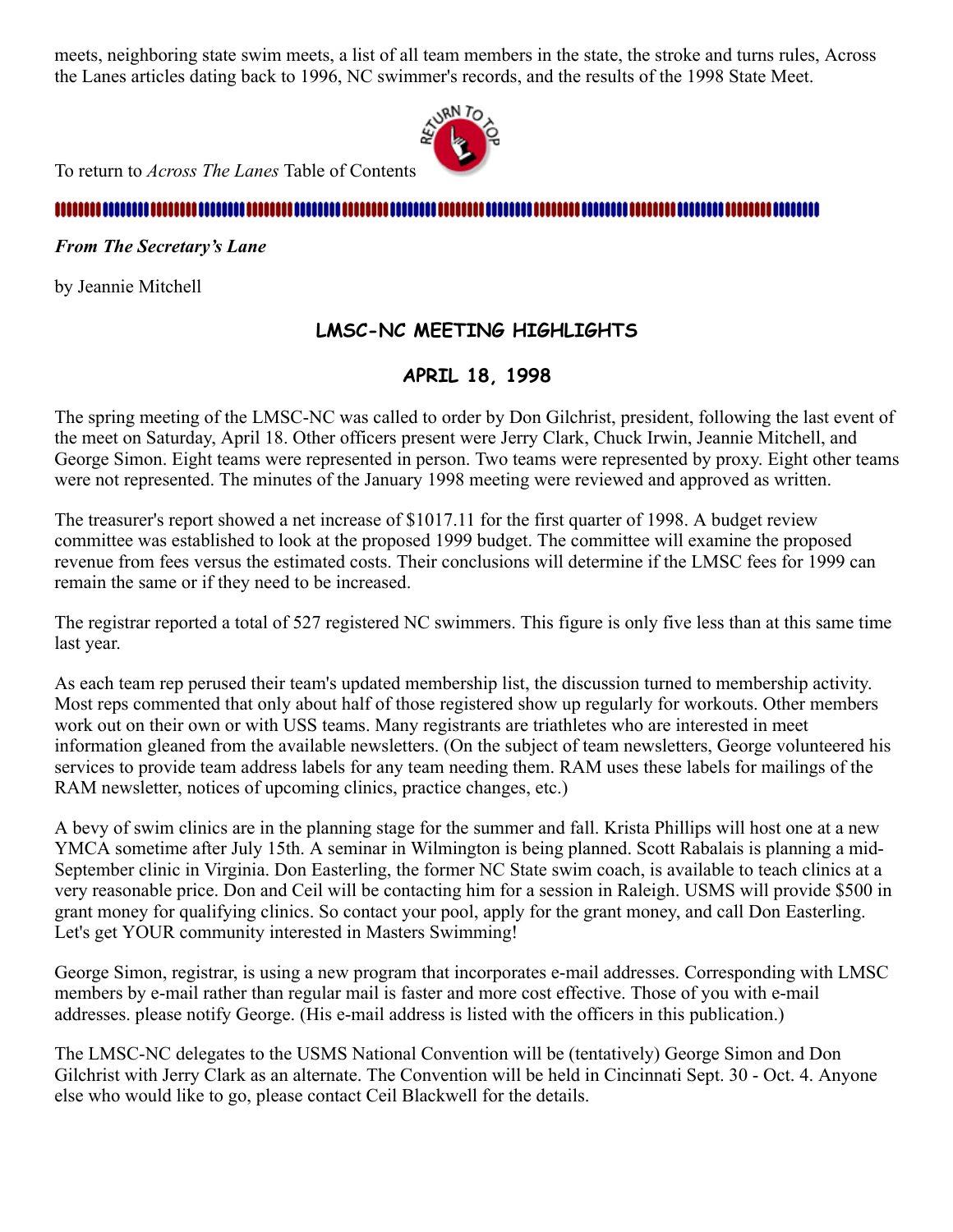meets, neighboring state swim meets, a list of all team members in the state, the stroke and turns rules, Across the Lanes articles dating back to 1996, NC swimmer's records, and the results of the 1998 State Meet.

To return to *Across The Lanes* Table of Contents

***From The Secretary's Lane***

by Jeannie Mitchell

## LMSC-NC MEETING HIGHLIGHTS

## APRIL 18, 1998

The spring meeting of the LMSC-NC was called to order by Don Gilchrist, president, following the last event of the meet on Saturday, April 18. Other officers present were Jerry Clark, Chuck Irwin, Jeannie Mitchell, and George Simon. Eight teams were represented in person. Two teams were represented by proxy. Eight other teams were not represented. The minutes of the January 1998 meeting were reviewed and approved as written.

The treasurer's report showed a net increase of $1017.11 for the first quarter of 1998. A budget review committee was established to look at the proposed 1999 budget. The committee will examine the proposed revenue from fees versus the estimated costs. Their conclusions will determine if the LMSC fees for 1999 can remain the same or if they need to be increased.

The registrar reported a total of 527 registered NC swimmers. This figure is only five less than at this same time last year.

As each team rep perused their team's updated membership list, the discussion turned to membership activity. Most reps commented that only about half of those registered show up regularly for workouts. Other members work out on their own or with USS teams. Many registrants are triathletes who are interested in meet information gleaned from the available newsletters. (On the subject of team newsletters, George volunteered his services to provide team address labels for any team needing them. RAM uses these labels for mailings of the RAM newsletter, notices of upcoming clinics, practice changes, etc.)

A bevy of swim clinics are in the planning stage for the summer and fall. Krista Phillips will host one at a new YMCA sometime after July 15th. A seminar in Wilmington is being planned. Scott Rabalais is planning a mid-September clinic in Virginia. Don Easterling, the former NC State swim coach, is available to teach clinics at a very reasonable price. Don and Ceil will be contacting him for a session in Raleigh. USMS will provide $500 in grant money for qualifying clinics. So contact your pool, apply for the grant money, and call Don Easterling. Let's get YOUR community interested in Masters Swimming!

George Simon, registrar, is using a new program that incorporates e-mail addresses. Corresponding with LMSC members by e-mail rather than regular mail is faster and more cost effective. Those of you with e-mail addresses. please notify George. (His e-mail address is listed with the officers in this publication.)

The LMSC-NC delegates to the USMS National Convention will be (tentatively) George Simon and Don Gilchrist with Jerry Clark as an alternate. The Convention will be held in Cincinnati Sept. 30 - Oct. 4. Anyone else who would like to go, please contact Ceil Blackwell for the details.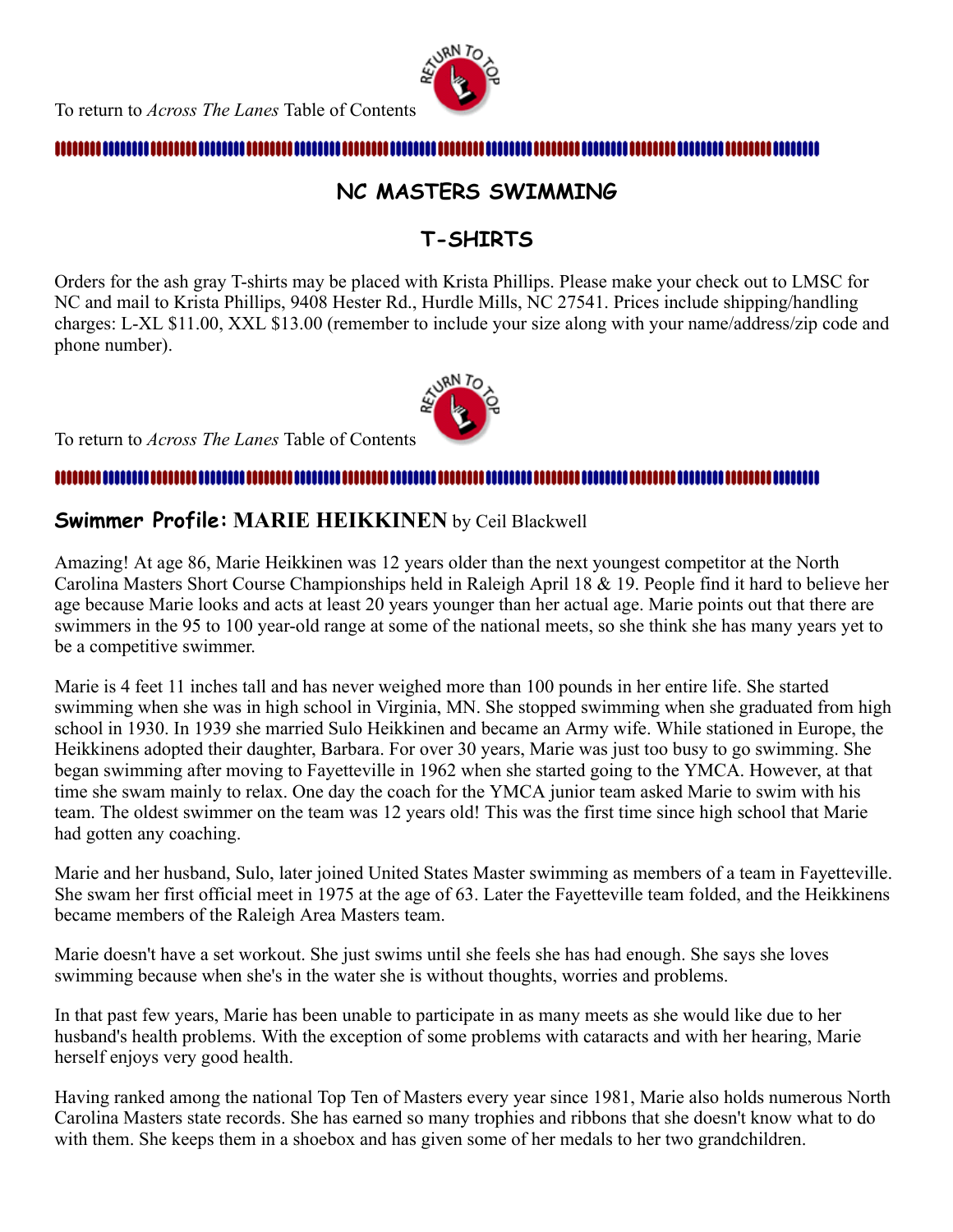To return to *Across The Lanes* Table of Contents

## NC MASTERS SWIMMING

## T-SHIRTS

Orders for the ash gray T-shirts may be placed with Krista Phillips. Please make your check out to LMSC for NC and mail to Krista Phillips, 9408 Hester Rd., Hurdle Mills, NC 27541. Prices include shipping/handling charges: L-XL $11.00, XXL $13.00 (remember to include your size along with your name/address/zip code and phone number).

To return to *Across The Lanes* Table of Contents

## Swimmer Profile: MARIE HEIKKINEN by Ceil Blackwell

Amazing! At age 86, Marie Heikkinen was 12 years older than the next youngest competitor at the North Carolina Masters Short Course Championships held in Raleigh April 18 & 19. People find it hard to believe her age because Marie looks and acts at least 20 years younger than her actual age. Marie points out that there are swimmers in the 95 to 100 year-old range at some of the national meets, so she think she has many years yet to be a competitive swimmer.

Marie is 4 feet 11 inches tall and has never weighed more than 100 pounds in her entire life. She started swimming when she was in high school in Virginia, MN. She stopped swimming when she graduated from high school in 1930. In 1939 she married Sulo Heikkinen and became an Army wife. While stationed in Europe, the Heikkinens adopted their daughter, Barbara. For over 30 years, Marie was just too busy to go swimming. She began swimming after moving to Fayetteville in 1962 when she started going to the YMCA. However, at that time she swam mainly to relax. One day the coach for the YMCA junior team asked Marie to swim with his team. The oldest swimmer on the team was 12 years old! This was the first time since high school that Marie had gotten any coaching.

Marie and her husband, Sulo, later joined United States Master swimming as members of a team in Fayetteville. She swam her first official meet in 1975 at the age of 63. Later the Fayetteville team folded, and the Heikkinens became members of the Raleigh Area Masters team.

Marie doesn't have a set workout. She just swims until she feels she has had enough. She says she loves swimming because when she's in the water she is without thoughts, worries and problems.

In that past few years, Marie has been unable to participate in as many meets as she would like due to her husband's health problems. With the exception of some problems with cataracts and with her hearing, Marie herself enjoys very good health.

Having ranked among the national Top Ten of Masters every year since 1981, Marie also holds numerous North Carolina Masters state records. She has earned so many trophies and ribbons that she doesn't know what to do with them. She keeps them in a shoebox and has given some of her medals to her two grandchildren.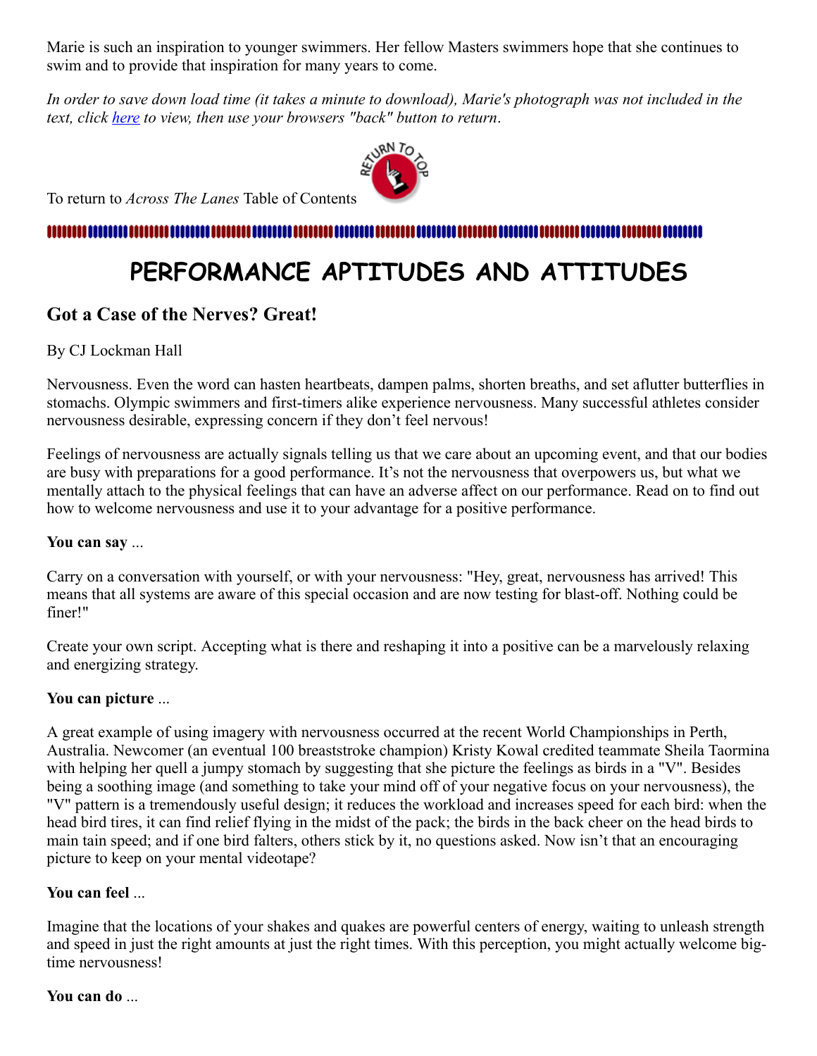Marie is such an inspiration to younger swimmers. Her fellow Masters swimmers hope that she continues to swim and to provide that inspiration for many years to come.

*In order to save down load time (it takes a minute to download), Marie's photograph was not included in the text, click [here](#) to view, then use your browsers "back" button to return.*

To return to *Across The Lanes* Table of Contents

# PERFORMANCE APTITUDES AND ATTITUDES

## Got a Case of the Nerves? Great!

By CJ Lockman Hall

Nervousness. Even the word can hasten heartbeats, dampen palms, shorten breaths, and set aflutter butterflies in stomachs. Olympic swimmers and first-timers alike experience nervousness. Many successful athletes consider nervousness desirable, expressing concern if they don't feel nervous!

Feelings of nervousness are actually signals telling us that we care about an upcoming event, and that our bodies are busy with preparations for a good performance. It's not the nervousness that overpowers us, but what we mentally attach to the physical feelings that can have an adverse affect on our performance. Read on to find out how to welcome nervousness and use it to your advantage for a positive performance.

**You can say** ...

Carry on a conversation with yourself, or with your nervousness: "Hey, great, nervousness has arrived! This means that all systems are aware of this special occasion and are now testing for blast-off. Nothing could be finer!"

Create your own script. Accepting what is there and reshaping it into a positive can be a marvelously relaxing and energizing strategy.

**You can picture** ...

A great example of using imagery with nervousness occurred at the recent World Championships in Perth, Australia. Newcomer (an eventual 100 breaststroke champion) Kristy Kowal credited teammate Sheila Taormina with helping her quell a jumpy stomach by suggesting that she picture the feelings as birds in a "V". Besides being a soothing image (and something to take your mind off of your negative focus on your nervousness), the "V" pattern is a tremendously useful design; it reduces the workload and increases speed for each bird: when the head bird tires, it can find relief flying in the midst of the pack; the birds in the back cheer on the head birds to main tain speed; and if one bird falters, others stick by it, no questions asked. Now isn't that an encouraging picture to keep on your mental videotape?

**You can feel** ...

Imagine that the locations of your shakes and quakes are powerful centers of energy, waiting to unleash strength and speed in just the right amounts at just the right times. With this perception, you might actually welcome big-time nervousness!

**You can do** ...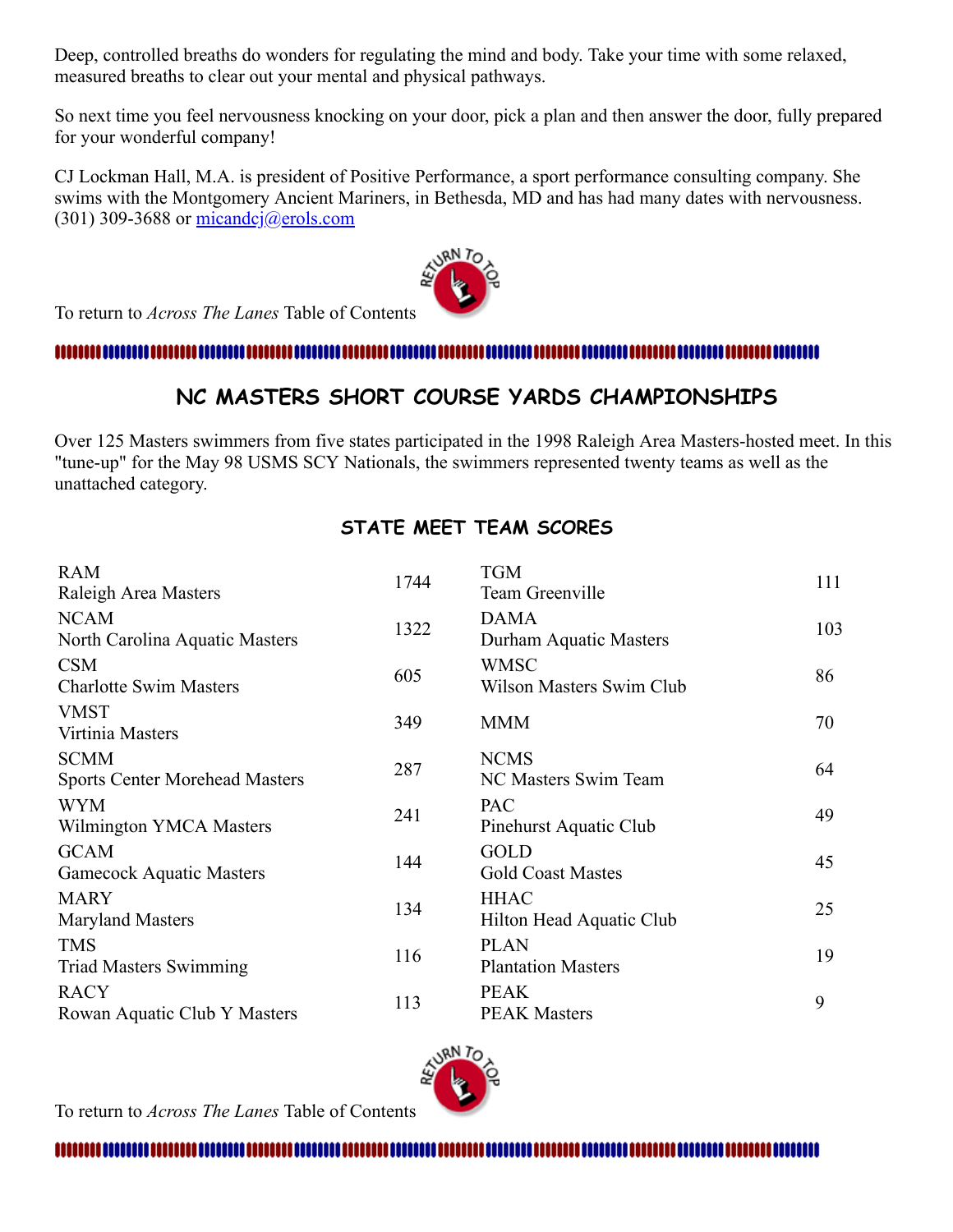Deep, controlled breaths do wonders for regulating the mind and body. Take your time with some relaxed, measured breaths to clear out your mental and physical pathways.

So next time you feel nervousness knocking on your door, pick a plan and then answer the door, fully prepared for your wonderful company!

CJ Lockman Hall, M.A. is president of Positive Performance, a sport performance consulting company. She swims with the Montgomery Ancient Mariners, in Bethesda, MD and has had many dates with nervousness. (301) 309-3688 or micandcj@erols.com

To return to *Across The Lanes* Table of Contents

## NC MASTERS SHORT COURSE YARDS CHAMPIONSHIPS

Over 125 Masters swimmers from five states participated in the 1998 Raleigh Area Masters-hosted meet. In this "tune-up" for the May 98 USMS SCY Nationals, the swimmers represented twenty teams as well as the unattached category.

### STATE MEET TEAM SCORES

| Team | Score | Team | Score |
|---|---|---|---|
| RAM Raleigh Area Masters | 1744 | TGM Team Greenville | 111 |
| NCAM North Carolina Aquatic Masters | 1322 | DAMA Durham Aquatic Masters | 103 |
| CSM Charlotte Swim Masters | 605 | WMSC Wilson Masters Swim Club | 86 |
| VMST Virtinia Masters | 349 | MMM | 70 |
| SCMM Sports Center Morehead Masters | 287 | NCMS NC Masters Swim Team | 64 |
| WYM Wilmington YMCA Masters | 241 | PAC Pinehurst Aquatic Club | 49 |
| GCAM Gamecock Aquatic Masters | 144 | GOLD Gold Coast Mastes | 45 |
| MARY Maryland Masters | 134 | HHAC Hilton Head Aquatic Club | 25 |
| TMS Triad Masters Swimming | 116 | PLAN Plantation Masters | 19 |
| RACY Rowan Aquatic Club Y Masters | 113 | PEAK PEAK Masters | 9 |

To return to *Across The Lanes* Table of Contents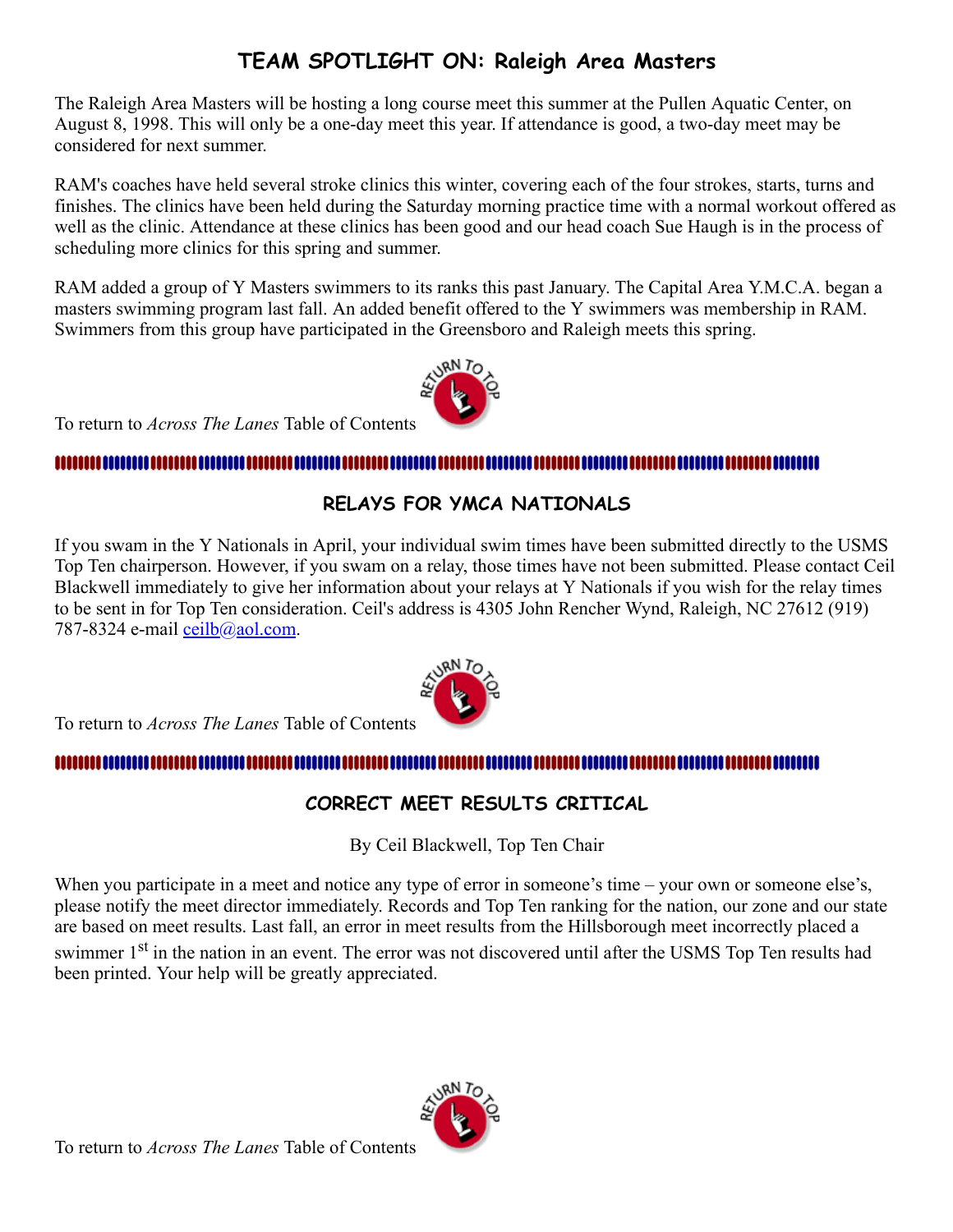## TEAM SPOTLIGHT ON: Raleigh Area Masters

The Raleigh Area Masters will be hosting a long course meet this summer at the Pullen Aquatic Center, on August 8, 1998. This will only be a one-day meet this year. If attendance is good, a two-day meet may be considered for next summer.

RAM's coaches have held several stroke clinics this winter, covering each of the four strokes, starts, turns and finishes. The clinics have been held during the Saturday morning practice time with a normal workout offered as well as the clinic. Attendance at these clinics has been good and our head coach Sue Haugh is in the process of scheduling more clinics for this spring and summer.

RAM added a group of Y Masters swimmers to its ranks this past January. The Capital Area Y.M.C.A. began a masters swimming program last fall. An added benefit offered to the Y swimmers was membership in RAM. Swimmers from this group have participated in the Greensboro and Raleigh meets this spring.

To return to *Across The Lanes* Table of Contents

## RELAYS FOR YMCA NATIONALS

If you swam in the Y Nationals in April, your individual swim times have been submitted directly to the USMS Top Ten chairperson. However, if you swam on a relay, those times have not been submitted. Please contact Ceil Blackwell immediately to give her information about your relays at Y Nationals if you wish for the relay times to be sent in for Top Ten consideration. Ceil's address is 4305 John Rencher Wynd, Raleigh, NC 27612 (919) 787-8324 e-mail ceilb@aol.com.

To return to *Across The Lanes* Table of Contents

## CORRECT MEET RESULTS CRITICAL

By Ceil Blackwell, Top Ten Chair

When you participate in a meet and notice any type of error in someone's time – your own or someone else's, please notify the meet director immediately. Records and Top Ten ranking for the nation, our zone and our state are based on meet results. Last fall, an error in meet results from the Hillsborough meet incorrectly placed a swimmer 1st in the nation in an event. The error was not discovered until after the USMS Top Ten results had been printed. Your help will be greatly appreciated.

To return to *Across The Lanes* Table of Contents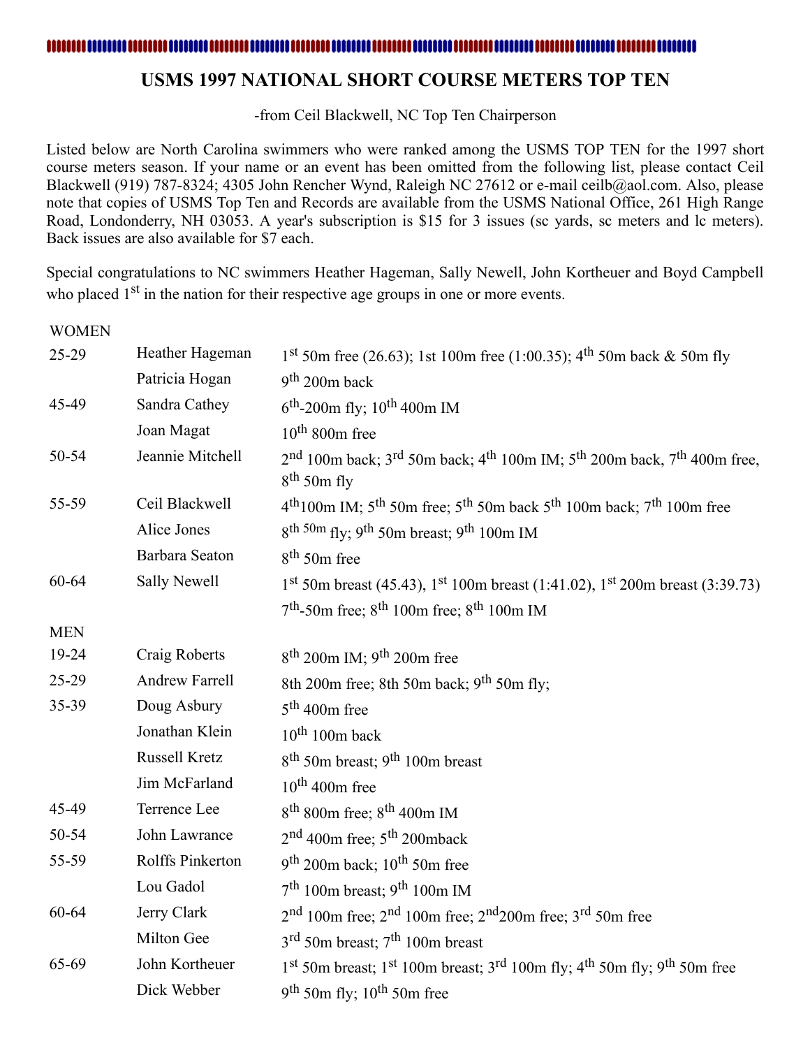# USMS 1997 NATIONAL SHORT COURSE METERS TOP TEN

-from Ceil Blackwell, NC Top Ten Chairperson

Listed below are North Carolina swimmers who were ranked among the USMS TOP TEN for the 1997 short course meters season. If your name or an event has been omitted from the following list, please contact Ceil Blackwell (919) 787-8324; 4305 John Rencher Wynd, Raleigh NC 27612 or e-mail ceilb@aol.com. Also, please note that copies of USMS Top Ten and Records are available from the USMS National Office, 261 High Range Road, Londonderry, NH 03053. A year's subscription is $15 for 3 issues (sc yards, sc meters and lc meters). Back issues are also available for $7 each.

Special congratulations to NC swimmers Heather Hageman, Sally Newell, John Kortheuer and Boyd Campbell who placed 1st in the nation for their respective age groups in one or more events.

| WOMEN | | |
|---|---|---|
| 25-29 | Heather Hageman | 1st 50m free (26.63); 1st 100m free (1:00.35); 4th 50m back & 50m fly |
| | Patricia Hogan | 9th 200m back |
| 45-49 | Sandra Cathey | 6th-200m fly; 10th 400m IM |
| | Joan Magat | 10th 800m free |
| 50-54 | Jeannie Mitchell | 2nd 100m back; 3rd 50m back; 4th 100m IM; 5th 200m back, 7th 400m free, 8th 50m fly |
| 55-59 | Ceil Blackwell | 4th 100m IM; 5th 50m free; 5th 50m back 5th 100m back; 7th 100m free |
| | Alice Jones | 8th 50m fly; 9th 50m breast; 9th 100m IM |
| | Barbara Seaton | 8th 50m free |
| 60-64 | Sally Newell | 1st 50m breast (45.43), 1st 100m breast (1:41.02), 1st 200m breast (3:39.73) 7th-50m free; 8th 100m free; 8th 100m IM |
| **MEN** | | |
| 19-24 | Craig Roberts | 8th 200m IM; 9th 200m free |
| 25-29 | Andrew Farrell | 8th 200m free; 8th 50m back; 9th 50m fly; |
| 35-39 | Doug Asbury | 5th 400m free |
| | Jonathan Klein | 10th 100m back |
| | Russell Kretz | 8th 50m breast; 9th 100m breast |
| | Jim McFarland | 10th 400m free |
| 45-49 | Terrence Lee | 8th 800m free; 8th 400m IM |
| 50-54 | John Lawrance | 2nd 400m free; 5th 200mback |
| 55-59 | Rolffs Pinkerton | 9th 200m back; 10th 50m free |
| | Lou Gadol | 7th 100m breast; 9th 100m IM |
| 60-64 | Jerry Clark | 2nd 100m free; 2nd 100m free; 2nd 200m free; 3rd 50m free |
| | Milton Gee | 3rd 50m breast; 7th 100m breast |
| 65-69 | John Kortheuer | 1st 50m breast; 1st 100m breast; 3rd 100m fly; 4th 50m fly; 9th 50m free |
| | Dick Webber | 9th 50m fly; 10th 50m free |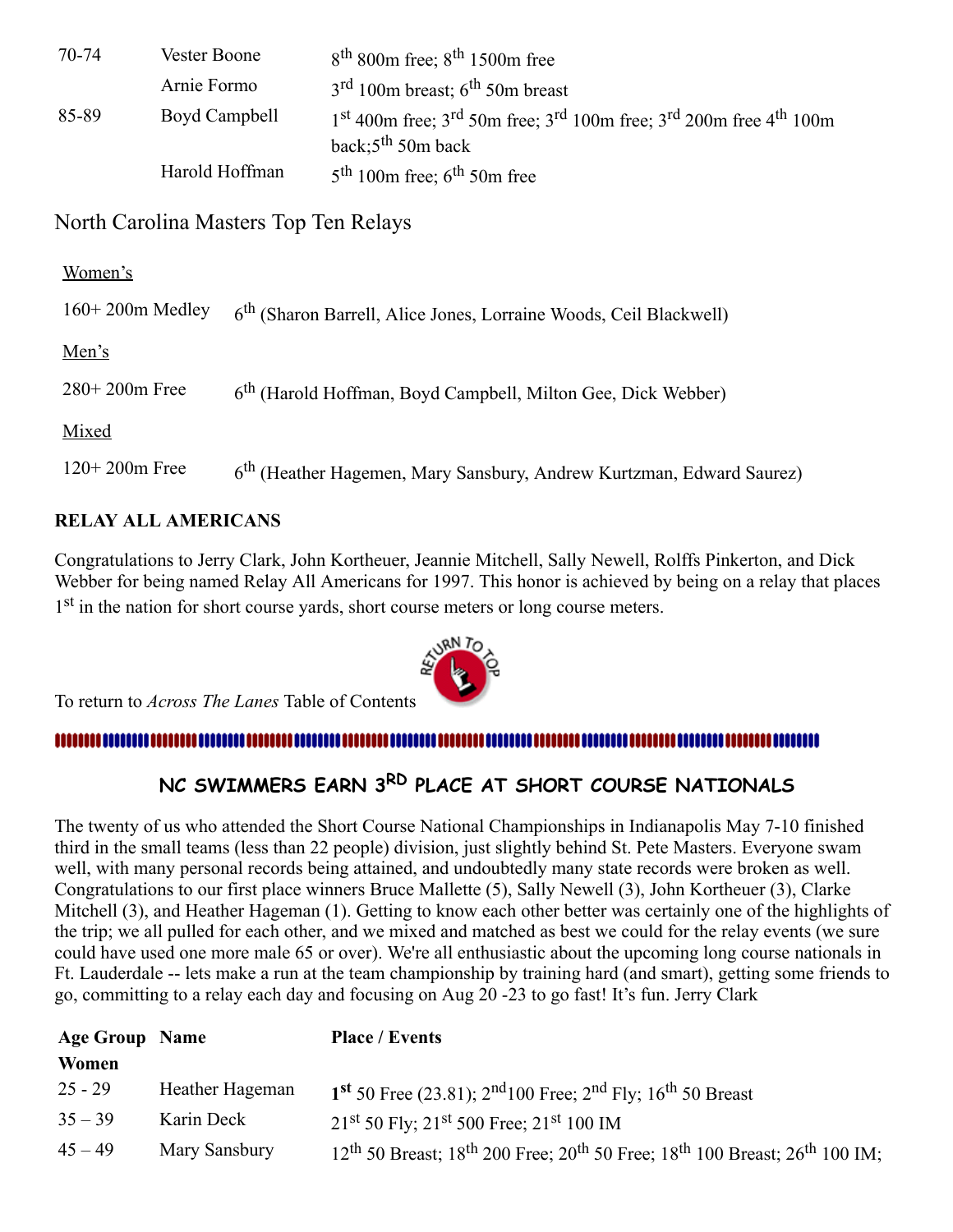| | | |
|---|---|---|
| 70-74 | Vester Boone | 8th 800m free; 8th 1500m free |
| | Arnie Formo | 3rd 100m breast; 6th 50m breast |
| 85-89 | Boyd Campbell | 1st 400m free; 3rd 50m free; 3rd 100m free; 3rd 200m free 4th 100m back;5th 50m back |
| | Harold Hoffman | 5th 100m free; 6th 50m free |

## North Carolina Masters Top Ten Relays

Women's

| | |
|---|---|
| 160+ 200m Medley | 6th (Sharon Barrell, Alice Jones, Lorraine Woods, Ceil Blackwell) |

Men's

| | |
|---|---|
| 280+ 200m Free | 6th (Harold Hoffman, Boyd Campbell, Milton Gee, Dick Webber) |

Mixed

| | |
|---|---|
| 120+ 200m Free | 6th (Heather Hagemen, Mary Sansbury, Andrew Kurtzman, Edward Saurez) |

**RELAY ALL AMERICANS**

Congratulations to Jerry Clark, John Kortheuer, Jeannie Mitchell, Sally Newell, Rolffs Pinkerton, and Dick Webber for being named Relay All Americans for 1997. This honor is achieved by being on a relay that places 1st in the nation for short course yards, short course meters or long course meters.

To return to *Across The Lanes* Table of Contents

## NC SWIMMERS EARN 3RD PLACE AT SHORT COURSE NATIONALS

The twenty of us who attended the Short Course National Championships in Indianapolis May 7-10 finished third in the small teams (less than 22 people) division, just slightly behind St. Pete Masters. Everyone swam well, with many personal records being attained, and undoubtedly many state records were broken as well. Congratulations to our first place winners Bruce Mallette (5), Sally Newell (3), John Kortheuer (3), Clarke Mitchell (3), and Heather Hageman (1). Getting to know each other better was certainly one of the highlights of the trip; we all pulled for each other, and we mixed and matched as best we could for the relay events (we sure could have used one more male 65 or over). We're all enthusiastic about the upcoming long course nationals in Ft. Lauderdale -- lets make a run at the team championship by training hard (and smart), getting some friends to go, committing to a relay each day and focusing on Aug 20 -23 to go fast! It's fun. Jerry Clark

| Age Group | Name | Place / Events |
|---|---|---|
| **Women** | | |
| 25 - 29 | Heather Hageman | **1st** 50 Free (23.81); 2nd100 Free; 2nd Fly; 16th 50 Breast |
| 35 – 39 | Karin Deck | 21st 50 Fly; 21st 500 Free; 21st 100 IM |
| 45 – 49 | Mary Sansbury | 12th 50 Breast; 18th 200 Free; 20th 50 Free; 18th 100 Breast; 26th 100 IM; |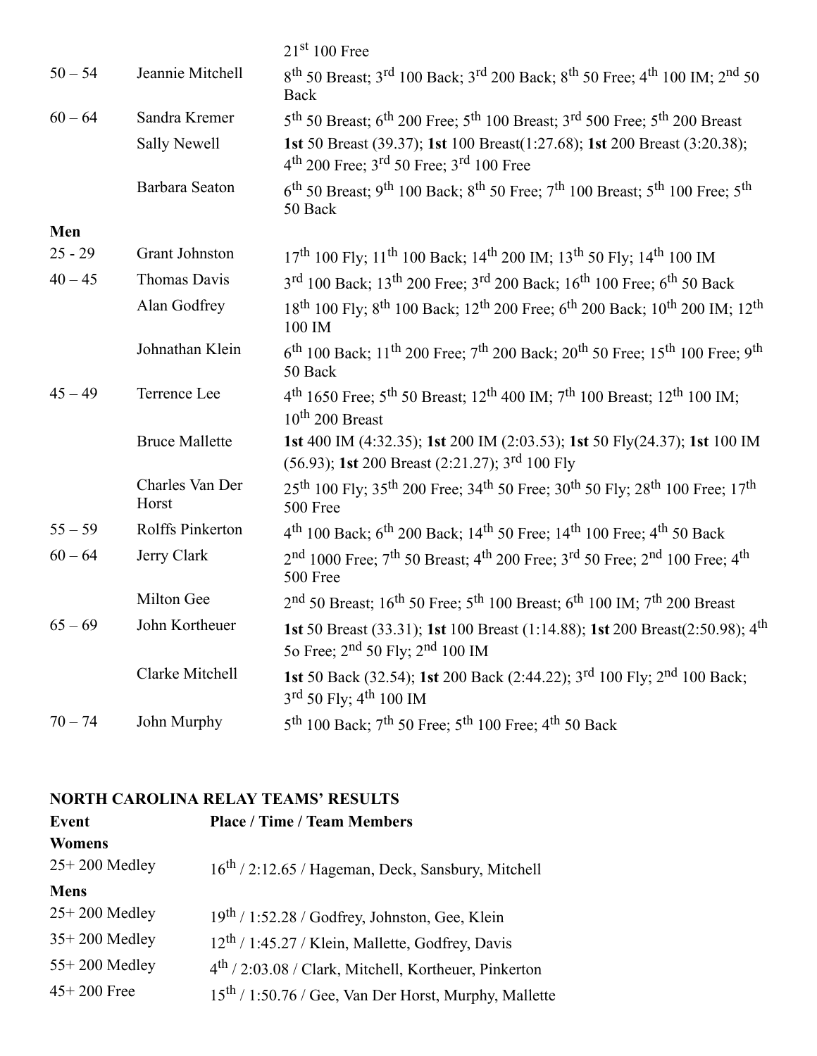| | | |
|---|---|---|
| | | 21st 100 Free |
| 50 – 54 | Jeannie Mitchell | 8th 50 Breast; 3rd 100 Back; 3rd 200 Back; 8th 50 Free; 4th 100 IM; 2nd 50 Back |
| 60 – 64 | Sandra Kremer | 5th 50 Breast; 6th 200 Free; 5th 100 Breast; 3rd 500 Free; 5th 200 Breast |
| | Sally Newell | **1st** 50 Breast (39.37); **1st** 100 Breast(1:27.68); **1st** 200 Breast (3:20.38); 4th 200 Free; 3rd 50 Free; 3rd 100 Free |
| | Barbara Seaton | 6th 50 Breast; 9th 100 Back; 8th 50 Free; 7th 100 Breast; 5th 100 Free; 5th 50 Back |
| **Men** | | |
| 25 - 29 | Grant Johnston | 17th 100 Fly; 11th 100 Back; 14th 200 IM; 13th 50 Fly; 14th 100 IM |
| 40 – 45 | Thomas Davis | 3rd 100 Back; 13th 200 Free; 3rd 200 Back; 16th 100 Free; 6th 50 Back |
| | Alan Godfrey | 18th 100 Fly; 8th 100 Back; 12th 200 Free; 6th 200 Back; 10th 200 IM; 12th 100 IM |
| | Johnathan Klein | 6th 100 Back; 11th 200 Free; 7th 200 Back; 20th 50 Free; 15th 100 Free; 9th 50 Back |
| 45 – 49 | Terrence Lee | 4th 1650 Free; 5th 50 Breast; 12th 400 IM; 7th 100 Breast; 12th 100 IM; 10th 200 Breast |
| | Bruce Mallette | **1st** 400 IM (4:32.35); **1st** 200 IM (2:03.53); **1st** 50 Fly(24.37); **1st** 100 IM (56.93); **1st** 200 Breast (2:21.27); 3rd 100 Fly |
| | Charles Van Der Horst | 25th 100 Fly; 35th 200 Free; 34th 50 Free; 30th 50 Fly; 28th 100 Free; 17th 500 Free |
| 55 – 59 | Rolffs Pinkerton | 4th 100 Back; 6th 200 Back; 14th 50 Free; 14th 100 Free; 4th 50 Back |
| 60 – 64 | Jerry Clark | 2nd 1000 Free; 7th 50 Breast; 4th 200 Free; 3rd 50 Free; 2nd 100 Free; 4th 500 Free |
| | Milton Gee | 2nd 50 Breast; 16th 50 Free; 5th 100 Breast; 6th 100 IM; 7th 200 Breast |
| 65 – 69 | John Kortheuer | **1st** 50 Breast (33.31); **1st** 100 Breast (1:14.88); **1st** 200 Breast(2:50.98); 4th 5o Free; 2nd 50 Fly; 2nd 100 IM |
| | Clarke Mitchell | **1st** 50 Back (32.54); **1st** 200 Back (2:44.22); 3rd 100 Fly; 2nd 100 Back; 3rd 50 Fly; 4th 100 IM |
| 70 – 74 | John Murphy | 5th 100 Back; 7th 50 Free; 5th 100 Free; 4th 50 Back |

## NORTH CAROLINA RELAY TEAMS' RESULTS

| Event | Place / Time / Team Members |
|---|---|
| **Womens** | |
| 25+ 200 Medley | 16th / 2:12.65 / Hageman, Deck, Sansbury, Mitchell |
| **Mens** | |
| 25+ 200 Medley | 19th / 1:52.28 / Godfrey, Johnston, Gee, Klein |
| 35+ 200 Medley | 12th / 1:45.27 / Klein, Mallette, Godfrey, Davis |
| 55+ 200 Medley | 4th / 2:03.08 / Clark, Mitchell, Kortheuer, Pinkerton |
| 45+ 200 Free | 15th / 1:50.76 / Gee, Van Der Horst, Murphy, Mallette |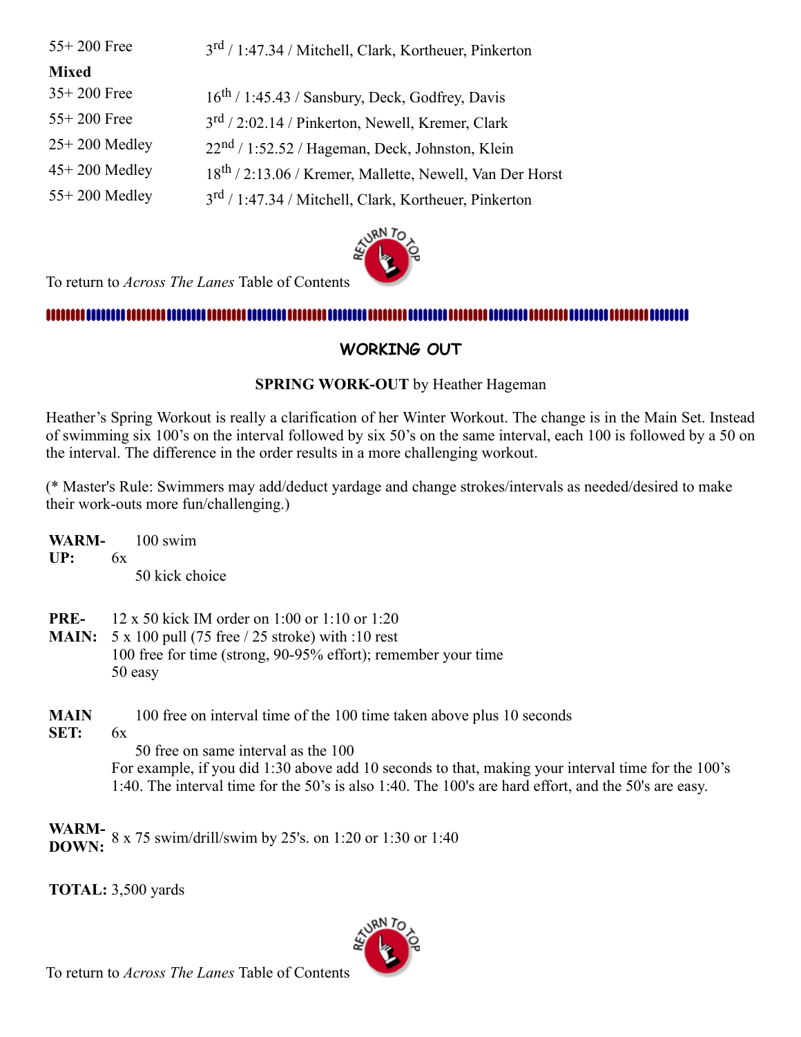| | |
|---|---|
| 55+ 200 Free | 3rd / 1:47.34 / Mitchell, Clark, Kortheuer, Pinkerton |
| **Mixed** | |
| 35+ 200 Free | 16th / 1:45.43 / Sansbury, Deck, Godfrey, Davis |
| 55+ 200 Free | 3rd / 2:02.14 / Pinkerton, Newell, Kremer, Clark |
| 25+ 200 Medley | 22nd / 1:52.52 / Hageman, Deck, Johnston, Klein |
| 45+ 200 Medley | 18th / 2:13.06 / Kremer, Mallette, Newell, Van Der Horst |
| 55+ 200 Medley | 3rd / 1:47.34 / Mitchell, Clark, Kortheuer, Pinkerton |

To return to *Across The Lanes* Table of Contents

## WORKING OUT

**SPRING WORK-OUT** by Heather Hageman

Heather's Spring Workout is really a clarification of her Winter Workout. The change is in the Main Set. Instead of swimming six 100's on the interval followed by six 50's on the same interval, each 100 is followed by a 50 on the interval. The difference in the order results in a more challenging workout.

(* Master's Rule: Swimmers may add/deduct yardage and change strokes/intervals as needed/desired to make their work-outs more fun/challenging.)

**WARM-UP:** 6x
- 100 swim
- 50 kick choice

**PRE-MAIN:**
- 12 x 50 kick IM order on 1:00 or 1:10 or 1:20
- 5 x 100 pull (75 free / 25 stroke) with :10 rest
- 100 free for time (strong, 90-95% effort); remember your time
- 50 easy

**MAIN SET:** 6x
- 100 free on interval time of the 100 time taken above plus 10 seconds
- 50 free on same interval as the 100

For example, if you did 1:30 above add 10 seconds to that, making your interval time for the 100's 1:40. The interval time for the 50's is also 1:40. The 100's are hard effort, and the 50's are easy.

**WARM-DOWN:** 8 x 75 swim/drill/swim by 25's. on 1:20 or 1:30 or 1:40

**TOTAL:** 3,500 yards

To return to *Across The Lanes* Table of Contents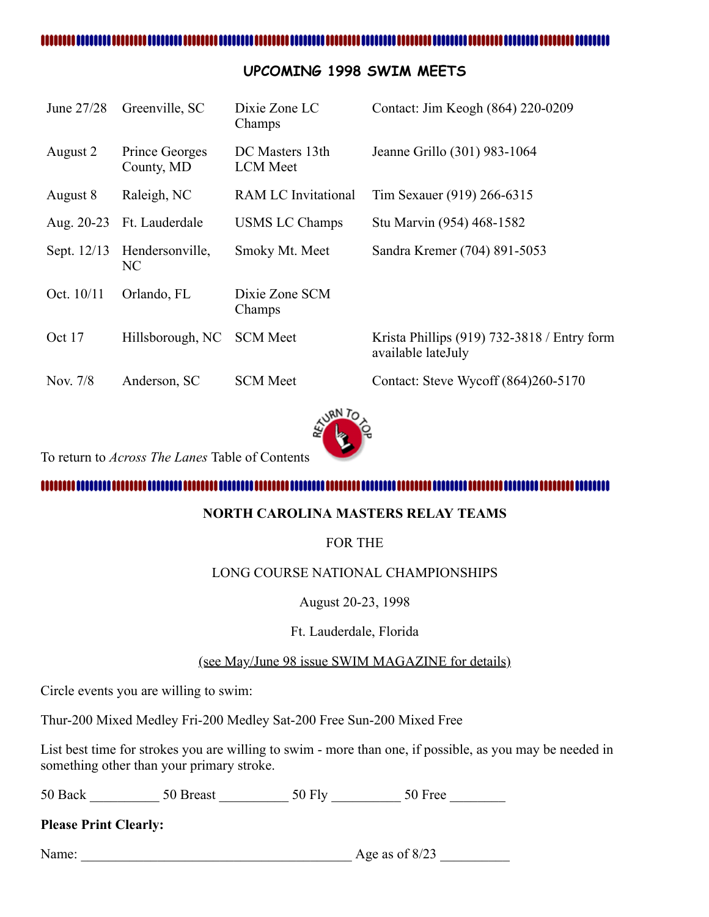## UPCOMING 1998 SWIM MEETS

| | | | |
|---|---|---|---|
| June 27/28 | Greenville, SC | Dixie Zone LC Champs | Contact: Jim Keogh (864) 220-0209 |
| August 2 | Prince Georges County, MD | DC Masters 13th LCM Meet | Jeanne Grillo (301) 983-1064 |
| August 8 | Raleigh, NC | RAM LC Invitational | Tim Sexauer (919) 266-6315 |
| Aug. 20-23 | Ft. Lauderdale | USMS LC Champs | Stu Marvin (954) 468-1582 |
| Sept. 12/13 | Hendersonville, NC | Smoky Mt. Meet | Sandra Kremer (704) 891-5053 |
| Oct. 10/11 | Orlando, FL | Dixie Zone SCM Champs | |
| Oct 17 | Hillsborough, NC | SCM Meet | Krista Phillips (919) 732-3818 / Entry form available lateJuly |
| Nov. 7/8 | Anderson, SC | SCM Meet | Contact: Steve Wycoff (864)260-5170 |

To return to *Across The Lanes* Table of Contents

**NORTH CAROLINA MASTERS RELAY TEAMS**

FOR THE

LONG COURSE NATIONAL CHAMPIONSHIPS

August 20-23, 1998

Ft. Lauderdale, Florida

(see May/June 98 issue SWIM MAGAZINE for details)

Circle events you are willing to swim:

Thur-200 Mixed Medley Fri-200 Medley Sat-200 Free Sun-200 Mixed Free

List best time for strokes you are willing to swim - more than one, if possible, as you may be needed in something other than your primary stroke.

50 Back __________ 50 Breast __________ 50 Fly __________ 50 Free ________

**Please Print Clearly:**

Name: ________________________________________ Age as of 8/23 __________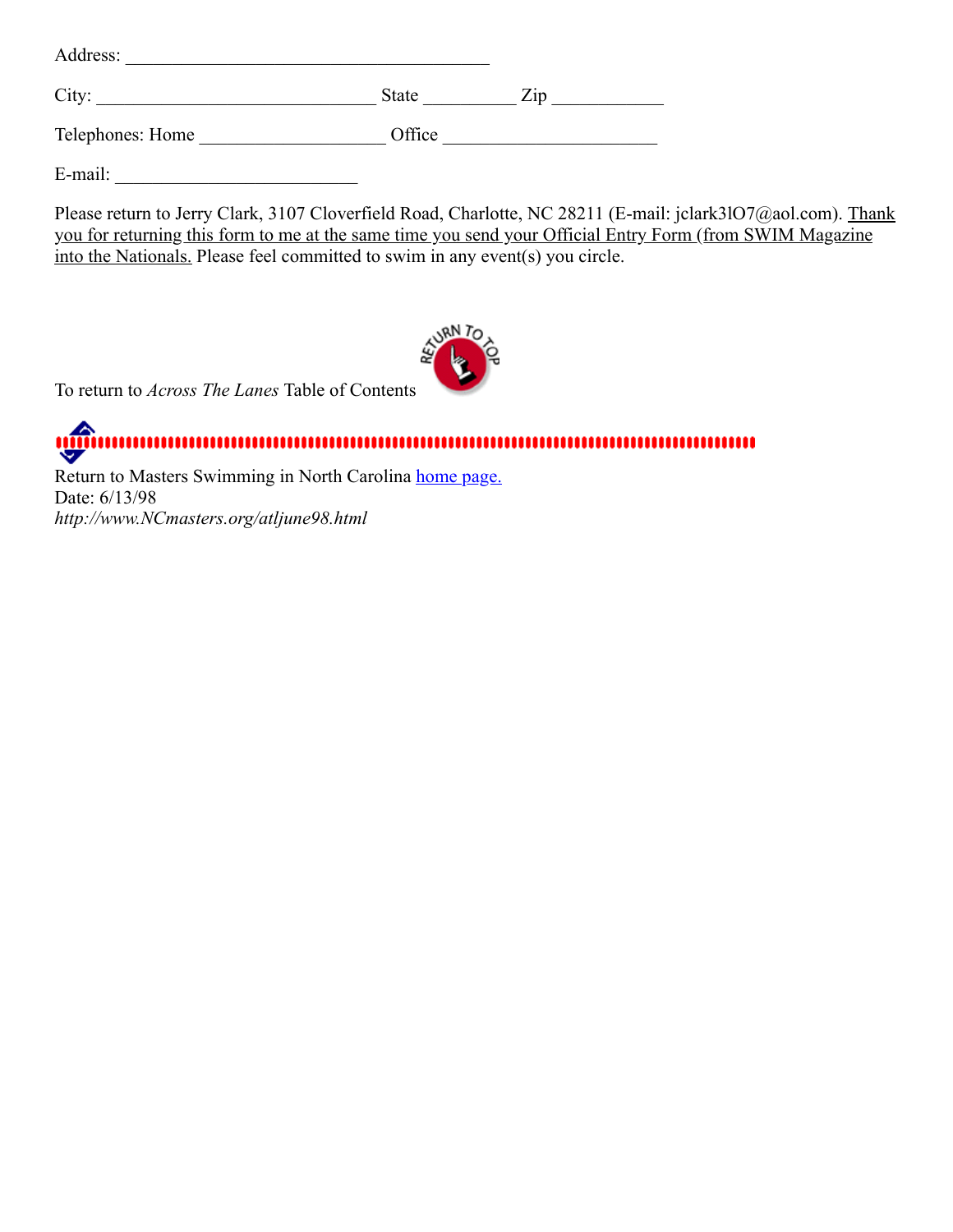Address: ________________________________________

City: ______________________________ State __________ Zip ____________

Telephones: Home ____________________ Office _______________________

E-mail: __________________________

Please return to Jerry Clark, 3107 Cloverfield Road, Charlotte, NC 28211 (E-mail: jclark3lO7@aol.com). Thank you for returning this form to me at the same time you send your Official Entry Form (from SWIM Magazine into the Nationals. Please feel committed to swim in any event(s) you circle.

To return to *Across The Lanes* Table of Contents

Return to Masters Swimming in North Carolina home page.
Date: 6/13/98
*http://www.NCmasters.org/atljune98.html*